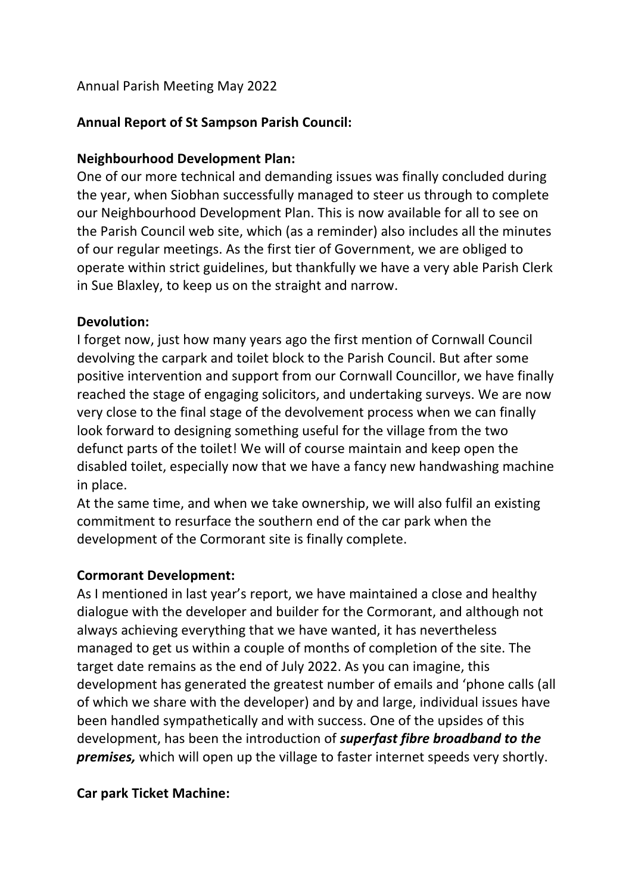Annual Parish Meeting May 2022

**Annual Report of St Sampson Parish Council:**

**Neighbourhood Development Plan:**
One of our more technical and demanding issues was finally concluded during the year, when Siobhan successfully managed to steer us through to complete our Neighbourhood Development Plan. This is now available for all to see on the Parish Council web site, which (as a reminder) also includes all the minutes of our regular meetings. As the first tier of Government, we are obliged to operate within strict guidelines, but thankfully we have a very able Parish Clerk in Sue Blaxley, to keep us on the straight and narrow.

**Devolution:**
I forget now, just how many years ago the first mention of Cornwall Council devolving the carpark and toilet block to the Parish Council. But after some positive intervention and support from our Cornwall Councillor, we have finally reached the stage of engaging solicitors, and undertaking surveys. We are now very close to the final stage of the devolvement process when we can finally look forward to designing something useful for the village from the two defunct parts of the toilet! We will of course maintain and keep open the disabled toilet, especially now that we have a fancy new handwashing machine in place.
At the same time, and when we take ownership, we will also fulfil an existing commitment to resurface the southern end of the car park when the development of the Cormorant site is finally complete.

**Cormorant Development:**
As I mentioned in last year's report, we have maintained a close and healthy dialogue with the developer and builder for the Cormorant, and although not always achieving everything that we have wanted, it has nevertheless managed to get us within a couple of months of completion of the site. The target date remains as the end of July 2022. As you can imagine, this development has generated the greatest number of emails and 'phone calls (all of which we share with the developer) and by and large, individual issues have been handled sympathetically and with success. One of the upsides of this development, has been the introduction of ***superfast fibre broadband to the premises,*** which will open up the village to faster internet speeds very shortly.

**Car park Ticket Machine:**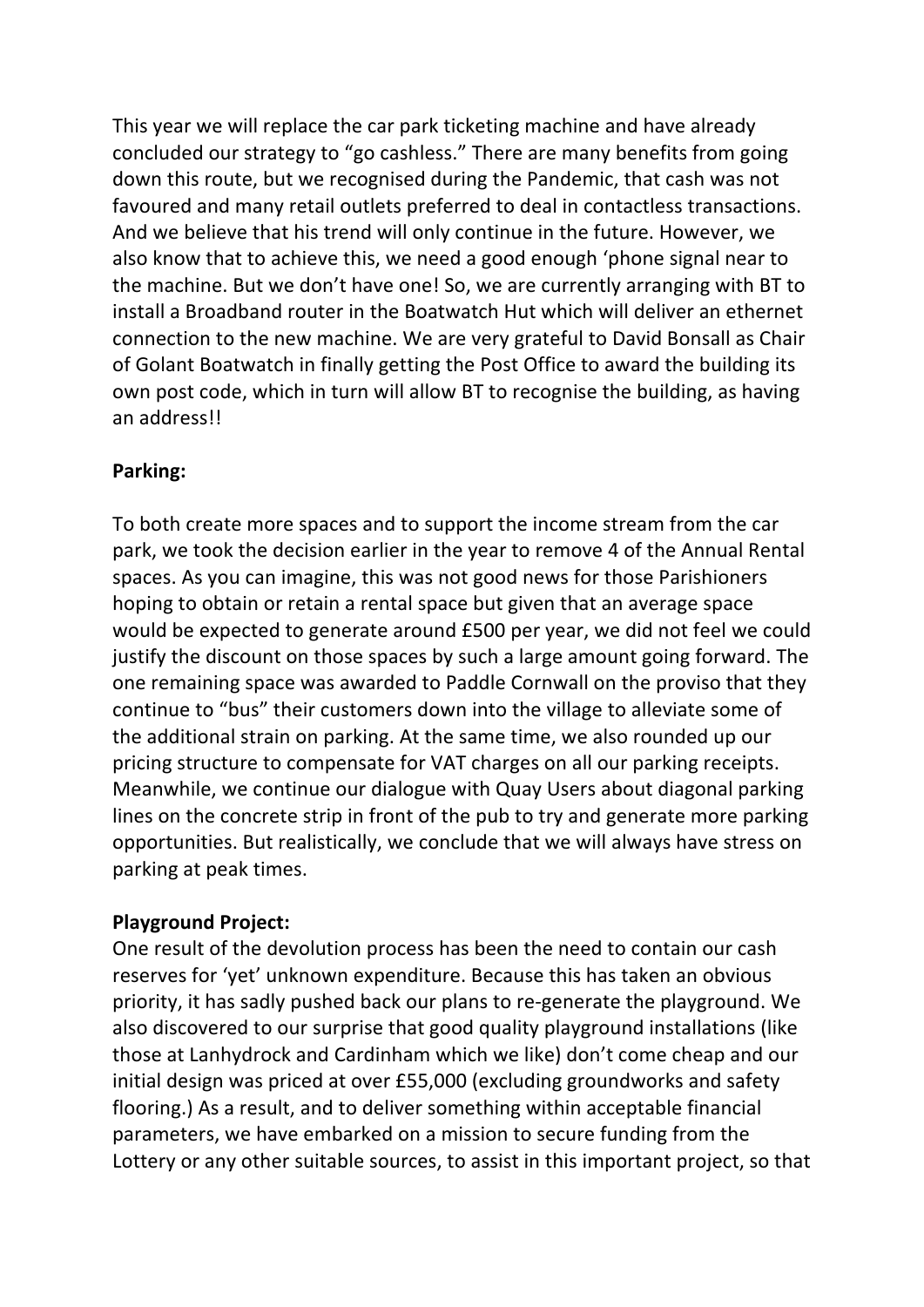This year we will replace the car park ticketing machine and have already concluded our strategy to "go cashless." There are many benefits from going down this route, but we recognised during the Pandemic, that cash was not favoured and many retail outlets preferred to deal in contactless transactions. And we believe that his trend will only continue in the future. However, we also know that to achieve this, we need a good enough 'phone signal near to the machine. But we don't have one! So, we are currently arranging with BT to install a Broadband router in the Boatwatch Hut which will deliver an ethernet connection to the new machine. We are very grateful to David Bonsall as Chair of Golant Boatwatch in finally getting the Post Office to award the building its own post code, which in turn will allow BT to recognise the building, as having an address!!

**Parking:**

To both create more spaces and to support the income stream from the car park, we took the decision earlier in the year to remove 4 of the Annual Rental spaces. As you can imagine, this was not good news for those Parishioners hoping to obtain or retain a rental space but given that an average space would be expected to generate around £500 per year, we did not feel we could justify the discount on those spaces by such a large amount going forward. The one remaining space was awarded to Paddle Cornwall on the proviso that they continue to "bus" their customers down into the village to alleviate some of the additional strain on parking. At the same time, we also rounded up our pricing structure to compensate for VAT charges on all our parking receipts. Meanwhile, we continue our dialogue with Quay Users about diagonal parking lines on the concrete strip in front of the pub to try and generate more parking opportunities. But realistically, we conclude that we will always have stress on parking at peak times.

**Playground Project:**

One result of the devolution process has been the need to contain our cash reserves for 'yet' unknown expenditure. Because this has taken an obvious priority, it has sadly pushed back our plans to re-generate the playground. We also discovered to our surprise that good quality playground installations (like those at Lanhydrock and Cardinham which we like) don't come cheap and our initial design was priced at over £55,000 (excluding groundworks and safety flooring.) As a result, and to deliver something within acceptable financial parameters, we have embarked on a mission to secure funding from the Lottery or any other suitable sources, to assist in this important project, so that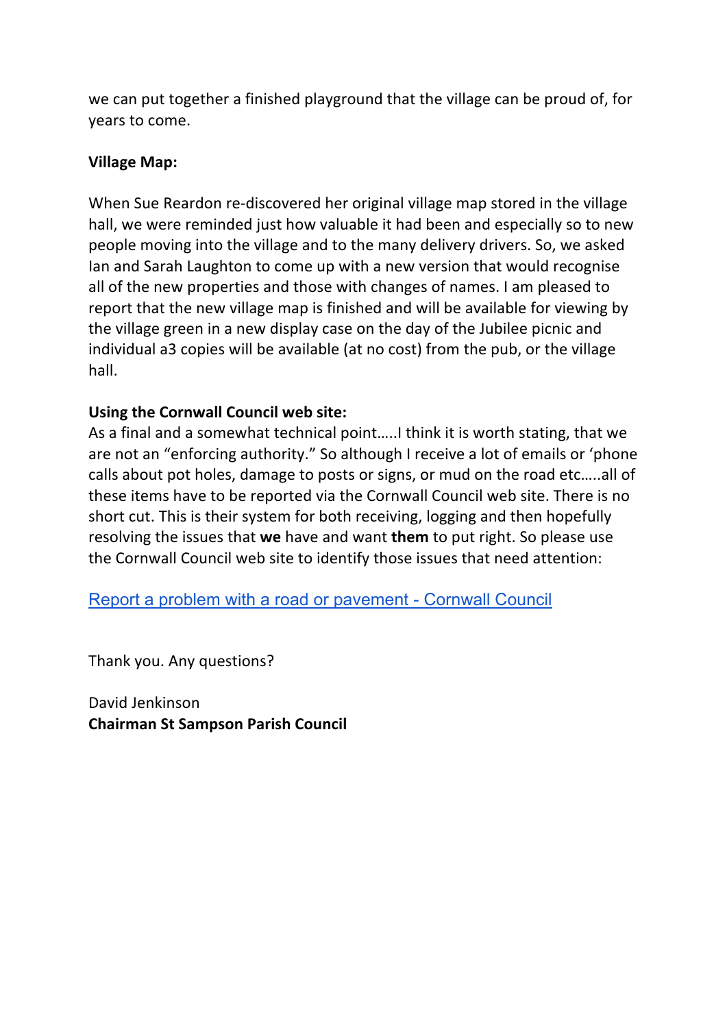we can put together a finished playground that the village can be proud of, for years to come.

**Village Map:**

When Sue Reardon re-discovered her original village map stored in the village hall, we were reminded just how valuable it had been and especially so to new people moving into the village and to the many delivery drivers. So, we asked Ian and Sarah Laughton to come up with a new version that would recognise all of the new properties and those with changes of names. I am pleased to report that the new village map is finished and will be available for viewing by the village green in a new display case on the day of the Jubilee picnic and individual a3 copies will be available (at no cost) from the pub, or the village hall.

**Using the Cornwall Council web site:**

As a final and a somewhat technical point…..I think it is worth stating, that we are not an "enforcing authority." So although I receive a lot of emails or 'phone calls about pot holes, damage to posts or signs, or mud on the road etc…..all of these items have to be reported via the Cornwall Council web site. There is no short cut. This is their system for both receiving, logging and then hopefully resolving the issues that **we** have and want **them** to put right. So please use the Cornwall Council web site to identify those issues that need attention:

Report a problem with a road or pavement - Cornwall Council

Thank you. Any questions?

David Jenkinson
**Chairman St Sampson Parish Council**